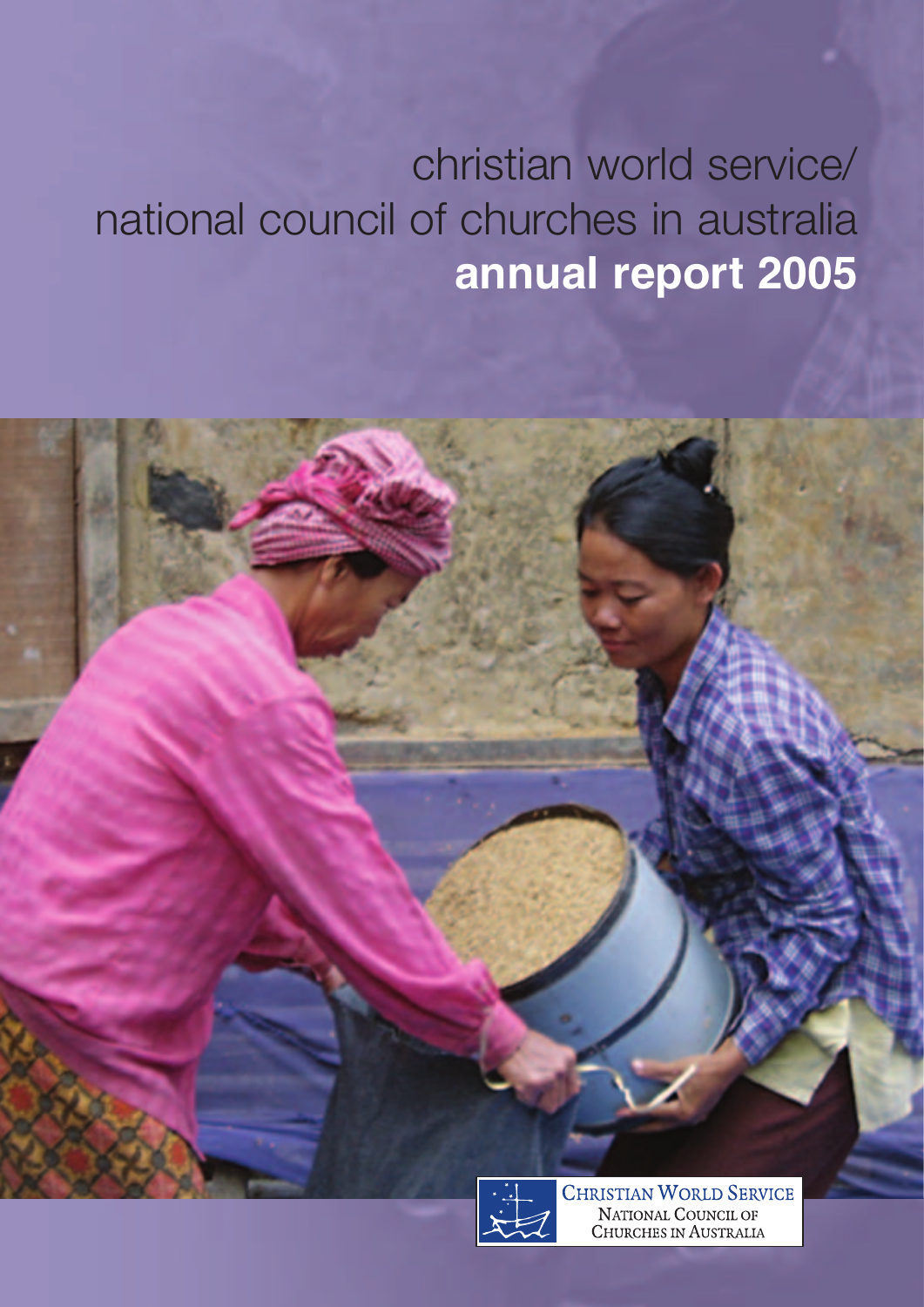# christian world service/ national council of churches in australia **annual report 2005**

CHRISTIAN WORLD SERVICE
NATIONAL COUNCIL OF CHURCHES IN AUSTRALIA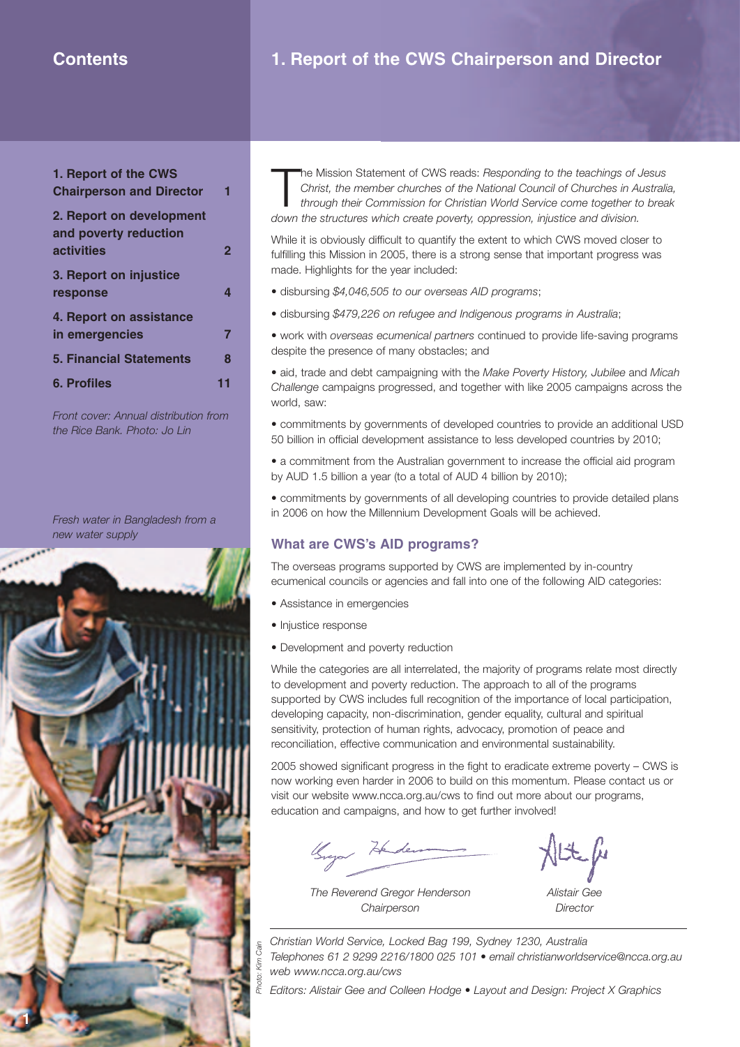# Contents

| | |
|---|---|
| **1. Report of the CWS Chairperson and Director** | **1** |
| **2. Report on development and poverty reduction activities** | **2** |
| **3. Report on injustice response** | **4** |
| **4. Report on assistance in emergencies** | **7** |
| **5. Financial Statements** | **8** |
| **6. Profiles** | **11** |

*Front cover: Annual distribution from the Rice Bank. Photo: Jo Lin*

*Fresh water in Bangladesh from a new water supply*

*Photo: Kim Cain*

# 1. Report of the CWS Chairperson and Director

The Mission Statement of CWS reads: *Responding to the teachings of Jesus Christ, the member churches of the National Council of Churches in Australia, through their Commission for Christian World Service come together to break down the structures which create poverty, oppression, injustice and division.*

While it is obviously difficult to quantify the extent to which CWS moved closer to fulfilling this Mission in 2005, there is a strong sense that important progress was made. Highlights for the year included:

- disbursing *$4,046,505 to our overseas AID programs*;
- disbursing *$479,226 on refugee and Indigenous programs in Australia*;
- work with *overseas ecumenical partners* continued to provide life-saving programs despite the presence of many obstacles; and
- aid, trade and debt campaigning with the *Make Poverty History, Jubilee* and *Micah Challenge* campaigns progressed, and together with like 2005 campaigns across the world, saw:
- commitments by governments of developed countries to provide an additional USD 50 billion in official development assistance to less developed countries by 2010;
- a commitment from the Australian government to increase the official aid program by AUD 1.5 billion a year (to a total of AUD 4 billion by 2010);
- commitments by governments of all developing countries to provide detailed plans in 2006 on how the Millennium Development Goals will be achieved.

## What are CWS's AID programs?

The overseas programs supported by CWS are implemented by in-country ecumenical councils or agencies and fall into one of the following AID categories:

- Assistance in emergencies
- Injustice response
- Development and poverty reduction

While the categories are all interrelated, the majority of programs relate most directly to development and poverty reduction. The approach to all of the programs supported by CWS includes full recognition of the importance of local participation, developing capacity, non-discrimination, gender equality, cultural and spiritual sensitivity, protection of human rights, advocacy, promotion of peace and reconciliation, effective communication and environmental sustainability.

2005 showed significant progress in the fight to eradicate extreme poverty – CWS is now working even harder in 2006 to build on this momentum. Please contact us or visit our website www.ncca.org.au/cws to find out more about our programs, education and campaigns, and how to get further involved!

*The Reverend Gregor Henderson*
*Chairperson*

*Alistair Gee*
*Director*

*Christian World Service, Locked Bag 199, Sydney 1230, Australia*
*Telephones 61 2 9299 2216/1800 025 101 • email christianworldservice@ncca.org.au*
*web www.ncca.org.au/cws*

*Editors: Alistair Gee and Colleen Hodge • Layout and Design: Project X Graphics*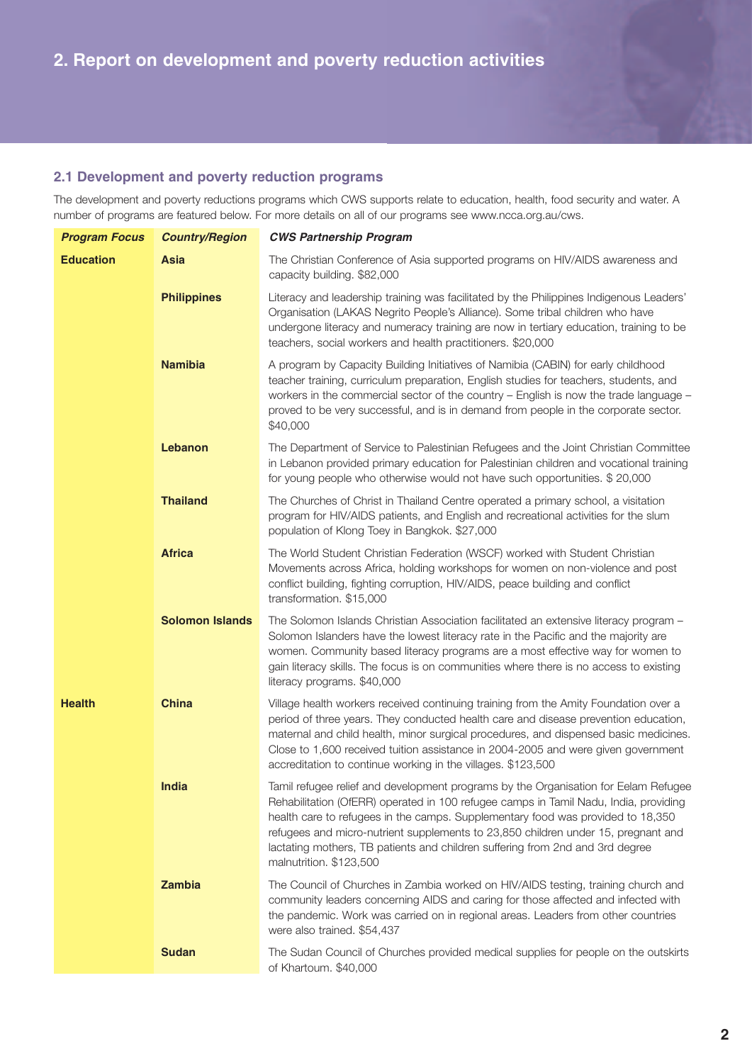# 2. Report on development and poverty reduction activities

## 2.1 Development and poverty reduction programs

The development and poverty reductions programs which CWS supports relate to education, health, food security and water. A number of programs are featured below. For more details on all of our programs see www.ncca.org.au/cws.

| *Program Focus* | *Country/Region* | *CWS Partnership Program* |
|---|---|---|
| **Education** | **Asia** | The Christian Conference of Asia supported programs on HIV/AIDS awareness and capacity building. $82,000 |
| | **Philippines** | Literacy and leadership training was facilitated by the Philippines Indigenous Leaders' Organisation (LAKAS Negrito People's Alliance). Some tribal children who have undergone literacy and numeracy training are now in tertiary education, training to be teachers, social workers and health practitioners. $20,000 |
| | **Namibia** | A program by Capacity Building Initiatives of Namibia (CABIN) for early childhood teacher training, curriculum preparation, English studies for teachers, students, and workers in the commercial sector of the country – English is now the trade language – proved to be very successful, and is in demand from people in the corporate sector. $40,000 |
| | **Lebanon** | The Department of Service to Palestinian Refugees and the Joint Christian Committee in Lebanon provided primary education for Palestinian children and vocational training for young people who otherwise would not have such opportunities. $ 20,000 |
| | **Thailand** | The Churches of Christ in Thailand Centre operated a primary school, a visitation program for HIV/AIDS patients, and English and recreational activities for the slum population of Klong Toey in Bangkok. $27,000 |
| | **Africa** | The World Student Christian Federation (WSCF) worked with Student Christian Movements across Africa, holding workshops for women on non-violence and post conflict building, fighting corruption, HIV/AIDS, peace building and conflict transformation. $15,000 |
| | **Solomon Islands** | The Solomon Islands Christian Association facilitated an extensive literacy program – Solomon Islanders have the lowest literacy rate in the Pacific and the majority are women. Community based literacy programs are a most effective way for women to gain literacy skills. The focus is on communities where there is no access to existing literacy programs. $40,000 |
| **Health** | **China** | Village health workers received continuing training from the Amity Foundation over a period of three years. They conducted health care and disease prevention education, maternal and child health, minor surgical procedures, and dispensed basic medicines. Close to 1,600 received tuition assistance in 2004-2005 and were given government accreditation to continue working in the villages. $123,500 |
| | **India** | Tamil refugee relief and development programs by the Organisation for Eelam Refugee Rehabilitation (OfERR) operated in 100 refugee camps in Tamil Nadu, India, providing health care to refugees in the camps. Supplementary food was provided to 18,350 refugees and micro-nutrient supplements to 23,850 children under 15, pregnant and lactating mothers, TB patients and children suffering from 2nd and 3rd degree malnutrition. $123,500 |
| | **Zambia** | The Council of Churches in Zambia worked on HIV/AIDS testing, training church and community leaders concerning AIDS and caring for those affected and infected with the pandemic. Work was carried on in regional areas. Leaders from other countries were also trained. $54,437 |
| | **Sudan** | The Sudan Council of Churches provided medical supplies for people on the outskirts of Khartoum. $40,000 |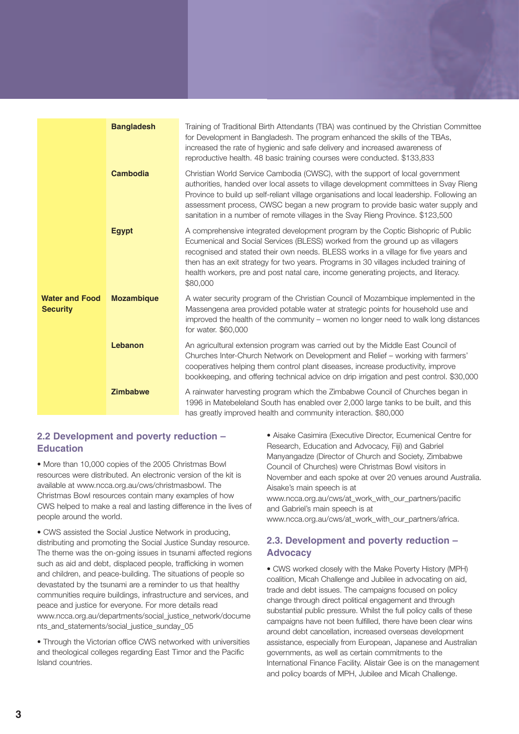| | | |
|---|---|---|
| | **Bangladesh** | Training of Traditional Birth Attendants (TBA) was continued by the Christian Committee for Development in Bangladesh. The program enhanced the skills of the TBAs, increased the rate of hygienic and safe delivery and increased awareness of reproductive health. 48 basic training courses were conducted. $133,833 |
| | **Cambodia** | Christian World Service Cambodia (CWSC), with the support of local government authorities, handed over local assets to village development committees in Svay Rieng Province to build up self-reliant village organisations and local leadership. Following an assessment process, CWSC began a new program to provide basic water supply and sanitation in a number of remote villages in the Svay Rieng Province. $123,500 |
| | **Egypt** | A comprehensive integrated development program by the Coptic Bishopric of Public Ecumenical and Social Services (BLESS) worked from the ground up as villagers recognised and stated their own needs. BLESS works in a village for five years and then has an exit strategy for two years. Programs in 30 villages included training of health workers, pre and post natal care, income generating projects, and literacy. $80,000 |
| **Water and Food Security** | **Mozambique** | A water security program of the Christian Council of Mozambique implemented in the Massengena area provided potable water at strategic points for household use and improved the health of the community – women no longer need to walk long distances for water. $60,000 |
| | **Lebanon** | An agricultural extension program was carried out by the Middle East Council of Churches Inter-Church Network on Development and Relief – working with farmers' cooperatives helping them control plant diseases, increase productivity, improve bookkeeping, and offering technical advice on drip irrigation and pest control. $30,000 |
| | **Zimbabwe** | A rainwater harvesting program which the Zimbabwe Council of Churches began in 1996 in Matebeleland South has enabled over 2,000 large tanks to be built, and this has greatly improved health and community interaction. $80,000 |

## 2.2 Development and poverty reduction – Education

• More than 10,000 copies of the 2005 Christmas Bowl resources were distributed. An electronic version of the kit is available at www.ncca.org.au/cws/christmasbowl. The Christmas Bowl resources contain many examples of how CWS helped to make a real and lasting difference in the lives of people around the world.

• CWS assisted the Social Justice Network in producing, distributing and promoting the Social Justice Sunday resource. The theme was the on-going issues in tsunami affected regions such as aid and debt, displaced people, trafficking in women and children, and peace-building. The situations of people so devastated by the tsunami are a reminder to us that healthy communities require buildings, infrastructure and services, and peace and justice for everyone. For more details read www.ncca.org.au/departments/social_justice_network/documents_and_statements/social_justice_sunday_05

• Through the Victorian office CWS networked with universities and theological colleges regarding East Timor and the Pacific Island countries.

• Aisake Casimira (Executive Director, Ecumenical Centre for Research, Education and Advocacy, Fiji) and Gabriel Manyangadze (Director of Church and Society, Zimbabwe Council of Churches) were Christmas Bowl visitors in November and each spoke at over 20 venues around Australia. Aisake's main speech is at www.ncca.org.au/cws/at_work_with_our_partners/pacific and Gabriel's main speech is at www.ncca.org.au/cws/at_work_with_our_partners/africa.

## 2.3. Development and poverty reduction – Advocacy

• CWS worked closely with the Make Poverty History (MPH) coalition, Micah Challenge and Jubilee in advocating on aid, trade and debt issues. The campaigns focused on policy change through direct political engagement and through substantial public pressure. Whilst the full policy calls of these campaigns have not been fulfilled, there have been clear wins around debt cancellation, increased overseas development assistance, especially from European, Japanese and Australian governments, as well as certain commitments to the International Finance Facility. Alistair Gee is on the management and policy boards of MPH, Jubilee and Micah Challenge.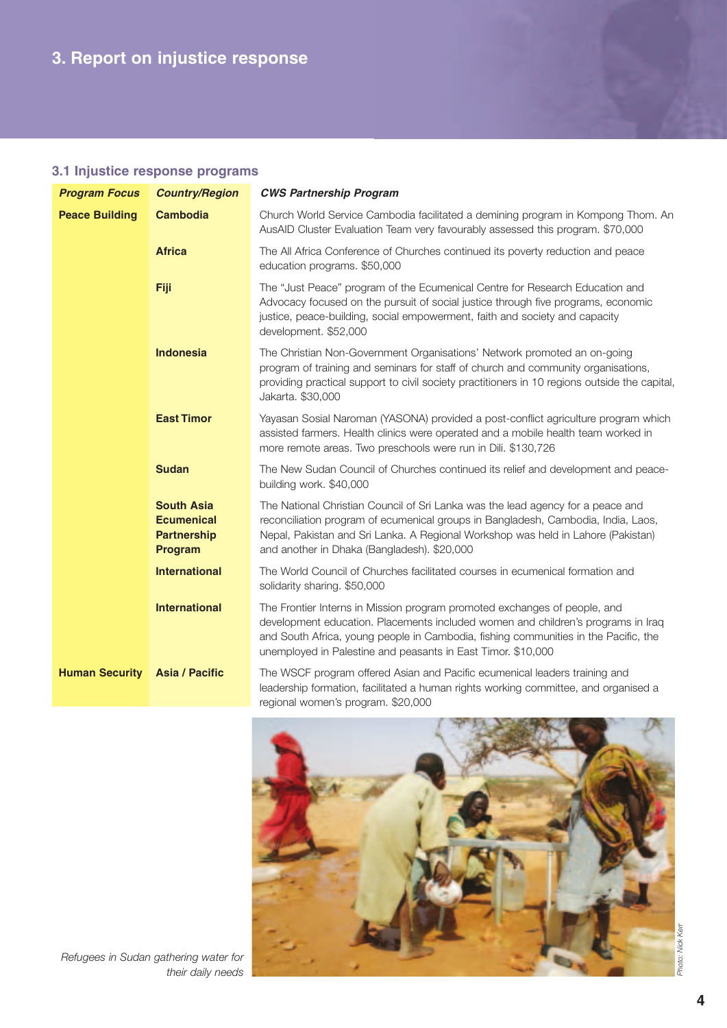# 3. Report on injustice response

## 3.1 Injustice response programs

| *Program Focus* | *Country/Region* | *CWS Partnership Program* |
|---|---|---|
| **Peace Building** | **Cambodia** | Church World Service Cambodia facilitated a demining program in Kompong Thom. An AusAID Cluster Evaluation Team very favourably assessed this program. $70,000 |
| | **Africa** | The All Africa Conference of Churches continued its poverty reduction and peace education programs. $50,000 |
| | **Fiji** | The "Just Peace" program of the Ecumenical Centre for Research Education and Advocacy focused on the pursuit of social justice through five programs, economic justice, peace-building, social empowerment, faith and society and capacity development. $52,000 |
| | **Indonesia** | The Christian Non-Government Organisations' Network promoted an on-going program of training and seminars for staff of church and community organisations, providing practical support to civil society practitioners in 10 regions outside the capital, Jakarta. $30,000 |
| | **East Timor** | Yayasan Sosial Naroman (YASONA) provided a post-conflict agriculture program which assisted farmers. Health clinics were operated and a mobile health team worked in more remote areas. Two preschools were run in Dili. $130,726 |
| | **Sudan** | The New Sudan Council of Churches continued its relief and development and peace-building work. $40,000 |
| | **South Asia Ecumenical Partnership Program** | The National Christian Council of Sri Lanka was the lead agency for a peace and reconciliation program of ecumenical groups in Bangladesh, Cambodia, India, Laos, Nepal, Pakistan and Sri Lanka. A Regional Workshop was held in Lahore (Pakistan) and another in Dhaka (Bangladesh). $20,000 |
| | **International** | The World Council of Churches facilitated courses in ecumenical formation and solidarity sharing. $50,000 |
| | **International** | The Frontier Interns in Mission program promoted exchanges of people, and development education. Placements included women and children's programs in Iraq and South Africa, young people in Cambodia, fishing communities in the Pacific, the unemployed in Palestine and peasants in East Timor. $10,000 |
| **Human Security** | **Asia / Pacific** | The WSCF program offered Asian and Pacific ecumenical leaders training and leadership formation, facilitated a human rights working committee, and organised a regional women's program. $20,000 |

*Refugees in Sudan gathering water for their daily needs*

*Photo: Nick Kerr*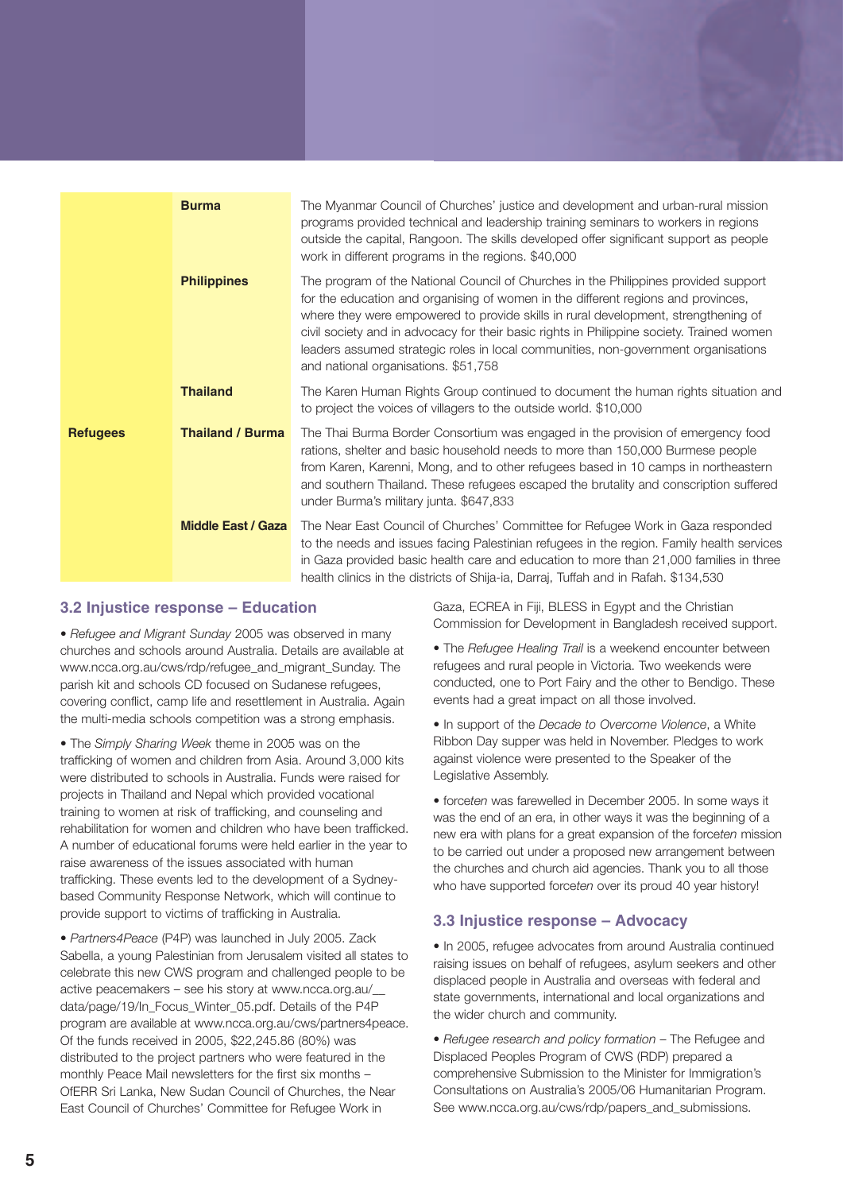| | | |
|---|---|---|
| | **Burma** | The Myanmar Council of Churches' justice and development and urban-rural mission programs provided technical and leadership training seminars to workers in regions outside the capital, Rangoon. The skills developed offer significant support as people work in different programs in the regions. $40,000 |
| | **Philippines** | The program of the National Council of Churches in the Philippines provided support for the education and organising of women in the different regions and provinces, where they were empowered to provide skills in rural development, strengthening of civil society and in advocacy for their basic rights in Philippine society. Trained women leaders assumed strategic roles in local communities, non-government organisations and national organisations. $51,758 |
| | **Thailand** | The Karen Human Rights Group continued to document the human rights situation and to project the voices of villagers to the outside world. $10,000 |
| **Refugees** | **Thailand / Burma** | The Thai Burma Border Consortium was engaged in the provision of emergency food rations, shelter and basic household needs to more than 150,000 Burmese people from Karen, Karenni, Mong, and to other refugees based in 10 camps in northeastern and southern Thailand. These refugees escaped the brutality and conscription suffered under Burma's military junta. $647,833 |
| | **Middle East / Gaza** | The Near East Council of Churches' Committee for Refugee Work in Gaza responded to the needs and issues facing Palestinian refugees in the region. Family health services in Gaza provided basic health care and education to more than 21,000 families in three health clinics in the districts of Shija-ia, Darraj, Tuffah and in Rafah. $134,530 |

### 3.2 Injustice response – Education

• *Refugee and Migrant Sunday* 2005 was observed in many churches and schools around Australia. Details are available at www.ncca.org.au/cws/rdp/refugee_and_migrant_Sunday. The parish kit and schools CD focused on Sudanese refugees, covering conflict, camp life and resettlement in Australia. Again the multi-media schools competition was a strong emphasis.

• The *Simply Sharing Week* theme in 2005 was on the trafficking of women and children from Asia. Around 3,000 kits were distributed to schools in Australia. Funds were raised for projects in Thailand and Nepal which provided vocational training to women at risk of trafficking, and counseling and rehabilitation for women and children who have been trafficked. A number of educational forums were held earlier in the year to raise awareness of the issues associated with human trafficking. These events led to the development of a Sydney-based Community Response Network, which will continue to provide support to victims of trafficking in Australia.

• *Partners4Peace* (P4P) was launched in July 2005. Zack Sabella, a young Palestinian from Jerusalem visited all states to celebrate this new CWS program and challenged people to be active peacemakers – see his story at www.ncca.org.au/__data/page/19/In_Focus_Winter_05.pdf. Details of the P4P program are available at www.ncca.org.au/cws/partners4peace. Of the funds received in 2005, $22,245.86 (80%) was distributed to the project partners who were featured in the monthly Peace Mail newsletters for the first six months – OfERR Sri Lanka, New Sudan Council of Churches, the Near East Council of Churches' Committee for Refugee Work in Gaza, ECREA in Fiji, BLESS in Egypt and the Christian Commission for Development in Bangladesh received support.

• The *Refugee Healing Trail* is a weekend encounter between refugees and rural people in Victoria. Two weekends were conducted, one to Port Fairy and the other to Bendigo. These events had a great impact on all those involved.

• In support of the *Decade to Overcome Violence*, a White Ribbon Day supper was held in November. Pledges to work against violence were presented to the Speaker of the Legislative Assembly.

• force*ten* was farewelled in December 2005. In some ways it was the end of an era, in other ways it was the beginning of a new era with plans for a great expansion of the force*ten* mission to be carried out under a proposed new arrangement between the churches and church aid agencies. Thank you to all those who have supported force*ten* over its proud 40 year history!

### 3.3 Injustice response – Advocacy

• In 2005, refugee advocates from around Australia continued raising issues on behalf of refugees, asylum seekers and other displaced people in Australia and overseas with federal and state governments, international and local organizations and the wider church and community.

• *Refugee research and policy formation* – The Refugee and Displaced Peoples Program of CWS (RDP) prepared a comprehensive Submission to the Minister for Immigration's Consultations on Australia's 2005/06 Humanitarian Program. See www.ncca.org.au/cws/rdp/papers_and_submissions.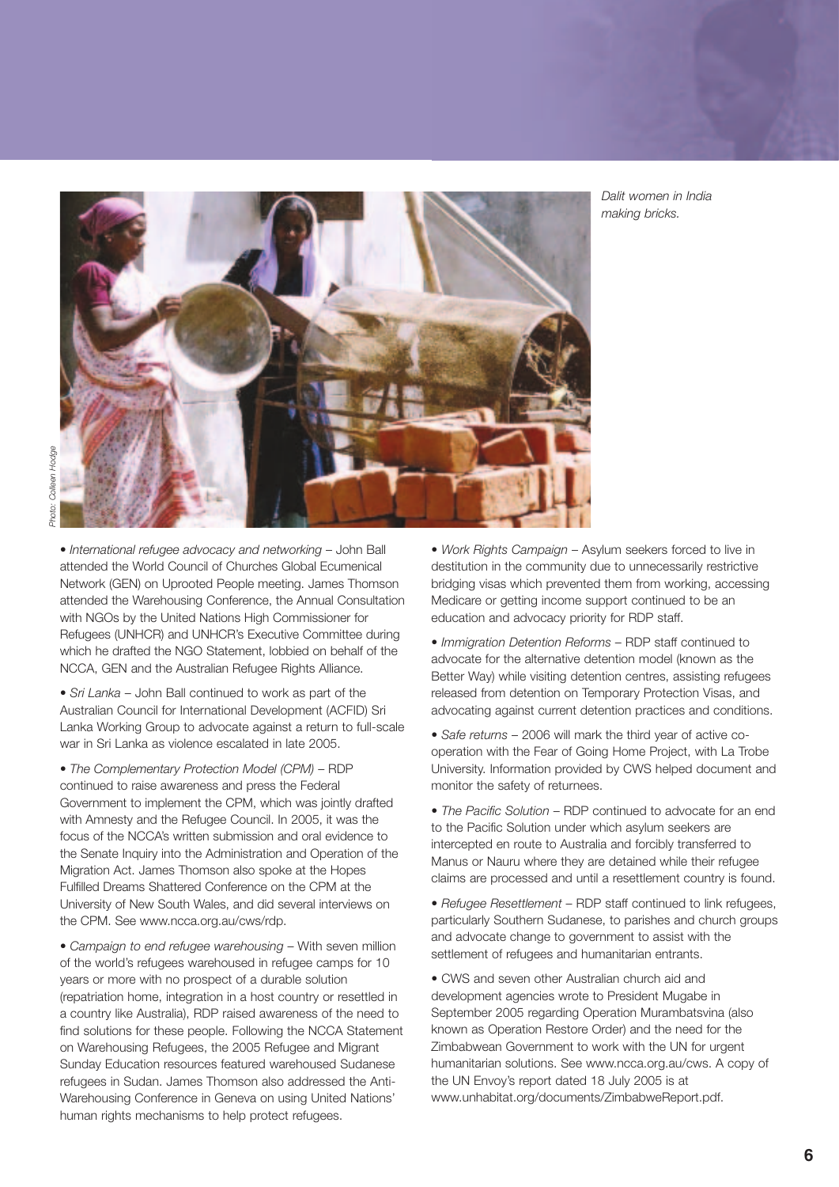Dalit women in India making bricks.

Photo: Colleen Hodge

• *International refugee advocacy and networking* – John Ball attended the World Council of Churches Global Ecumenical Network (GEN) on Uprooted People meeting. James Thomson attended the Warehousing Conference, the Annual Consultation with NGOs by the United Nations High Commissioner for Refugees (UNHCR) and UNHCR's Executive Committee during which he drafted the NGO Statement, lobbied on behalf of the NCCA, GEN and the Australian Refugee Rights Alliance.

• *Sri Lanka* – John Ball continued to work as part of the Australian Council for International Development (ACFID) Sri Lanka Working Group to advocate against a return to full-scale war in Sri Lanka as violence escalated in late 2005.

• *The Complementary Protection Model (CPM)* – RDP continued to raise awareness and press the Federal Government to implement the CPM, which was jointly drafted with Amnesty and the Refugee Council. In 2005, it was the focus of the NCCA's written submission and oral evidence to the Senate Inquiry into the Administration and Operation of the Migration Act. James Thomson also spoke at the Hopes Fulfilled Dreams Shattered Conference on the CPM at the University of New South Wales, and did several interviews on the CPM. See www.ncca.org.au/cws/rdp.

• *Campaign to end refugee warehousing* – With seven million of the world's refugees warehoused in refugee camps for 10 years or more with no prospect of a durable solution (repatriation home, integration in a host country or resettled in a country like Australia), RDP raised awareness of the need to find solutions for these people. Following the NCCA Statement on Warehousing Refugees, the 2005 Refugee and Migrant Sunday Education resources featured warehoused Sudanese refugees in Sudan. James Thomson also addressed the Anti-Warehousing Conference in Geneva on using United Nations' human rights mechanisms to help protect refugees.

• *Work Rights Campaign* – Asylum seekers forced to live in destitution in the community due to unnecessarily restrictive bridging visas which prevented them from working, accessing Medicare or getting income support continued to be an education and advocacy priority for RDP staff.

• *Immigration Detention Reforms* – RDP staff continued to advocate for the alternative detention model (known as the Better Way) while visiting detention centres, assisting refugees released from detention on Temporary Protection Visas, and advocating against current detention practices and conditions.

• *Safe returns* – 2006 will mark the third year of active co-operation with the Fear of Going Home Project, with La Trobe University. Information provided by CWS helped document and monitor the safety of returnees.

• *The Pacific Solution* – RDP continued to advocate for an end to the Pacific Solution under which asylum seekers are intercepted en route to Australia and forcibly transferred to Manus or Nauru where they are detained while their refugee claims are processed and until a resettlement country is found.

• *Refugee Resettlement* – RDP staff continued to link refugees, particularly Southern Sudanese, to parishes and church groups and advocate change to government to assist with the settlement of refugees and humanitarian entrants.

• CWS and seven other Australian church aid and development agencies wrote to President Mugabe in September 2005 regarding Operation Murambatsvina (also known as Operation Restore Order) and the need for the Zimbabwean Government to work with the UN for urgent humanitarian solutions. See www.ncca.org.au/cws. A copy of the UN Envoy's report dated 18 July 2005 is at www.unhabitat.org/documents/ZimbabweReport.pdf.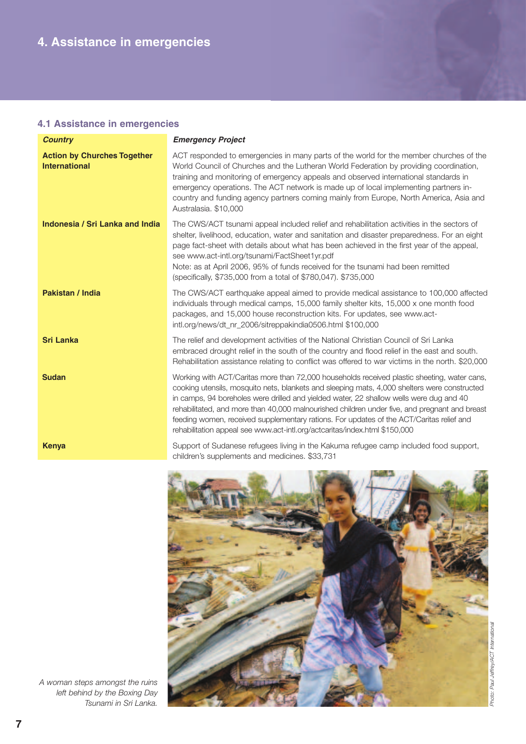# 4. Assistance in emergencies

## 4.1 Assistance in emergencies

| Country | Emergency Project |
|---|---|
| **Action by Churches Together International** | ACT responded to emergencies in many parts of the world for the member churches of the World Council of Churches and the Lutheran World Federation by providing coordination, training and monitoring of emergency appeals and observed international standards in emergency operations. The ACT network is made up of local implementing partners in-country and funding agency partners coming mainly from Europe, North America, Asia and Australasia. $10,000 |
| **Indonesia / Sri Lanka and India** | The CWS/ACT tsunami appeal included relief and rehabilitation activities in the sectors of shelter, livelihood, education, water and sanitation and disaster preparedness. For an eight page fact-sheet with details about what has been achieved in the first year of the appeal, see www.act-intl.org/tsunami/FactSheet1yr.pdf<br>Note: as at April 2006, 95% of funds received for the tsunami had been remitted (specifically, $735,000 from a total of $780,047). $735,000 |
| **Pakistan / India** | The CWS/ACT earthquake appeal aimed to provide medical assistance to 100,000 affected individuals through medical camps, 15,000 family shelter kits, 15,000 x one month food packages, and 15,000 house reconstruction kits. For updates, see www.act-intl.org/news/dt_nr_2006/sitreppakindia0506.html $100,000 |
| **Sri Lanka** | The relief and development activities of the National Christian Council of Sri Lanka embraced drought relief in the south of the country and flood relief in the east and south. Rehabilitation assistance relating to conflict was offered to war victims in the north. $20,000 |
| **Sudan** | Working with ACT/Caritas more than 72,000 households received plastic sheeting, water cans, cooking utensils, mosquito nets, blankets and sleeping mats, 4,000 shelters were constructed in camps, 94 boreholes were drilled and yielded water, 22 shallow wells were dug and 40 rehabilitated, and more than 40,000 malnourished children under five, and pregnant and breast feeding women, received supplementary rations. For updates of the ACT/Caritas relief and rehabilitation appeal see www.act-intl.org/actcaritas/index.html $150,000 |
| **Kenya** | Support of Sudanese refugees living in the Kakuma refugee camp included food support, children's supplements and medicines. $33,731 |

*A woman steps amongst the ruins left behind by the Boxing Day Tsunami in Sri Lanka.*

*Photo: Paul Jeffrey/ACT International*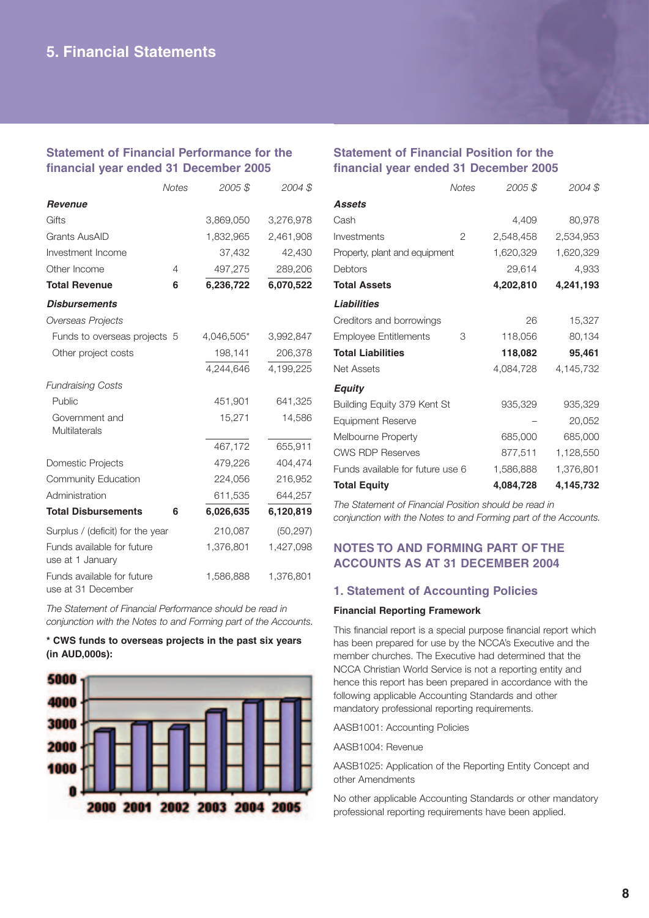# 5. Financial Statements

## Statement of Financial Performance for the financial year ended 31 December 2005

| | *Notes* | *2005 $* | *2004 $* |
|---|---|---|---|
| ***Revenue*** | | | |
| Gifts | | 3,869,050 | 3,276,978 |
| Grants AusAID | | 1,832,965 | 2,461,908 |
| Investment Income | | 37,432 | 42,430 |
| Other Income | 4 | 497,275 | 289,206 |
| **Total Revenue** | **6** | **6,236,722** | **6,070,522** |
| ***Disbursements*** | | | |
| *Overseas Projects* | | | |
| Funds to overseas projects | 5 | 4,046,505* | 3,992,847 |
| Other project costs | | 198,141 | 206,378 |
| | | 4,244,646 | 4,199,225 |
| *Fundraising Costs* | | | |
| Public | | 451,901 | 641,325 |
| Government and Multilaterals | | 15,271 | 14,586 |
| | | 467,172 | 655,911 |
| Domestic Projects | | 479,226 | 404,474 |
| Community Education | | 224,056 | 216,952 |
| Administration | | 611,535 | 644,257 |
| **Total Disbursements** | **6** | **6,026,635** | **6,120,819** |
| Surplus / (deficit) for the year | | 210,087 | (50,297) |
| Funds available for future use at 1 January | | 1,376,801 | 1,427,098 |
| Funds available for future use at 31 December | | 1,586,888 | 1,376,801 |

*The Statement of Financial Performance should be read in conjunction with the Notes to and Forming part of the Accounts.*

**\* CWS funds to overseas projects in the past six years (in AUD,000s):**

5000
4000
3000
2000
1000
0
2000 2001 2002 2003 2004 2005

## Statement of Financial Position for the financial year ended 31 December 2005

| | *Notes* | *2005 $* | *2004 $* |
|---|---|---|---|
| ***Assets*** | | | |
| Cash | | 4,409 | 80,978 |
| Investments | 2 | 2,548,458 | 2,534,953 |
| Property, plant and equipment | | 1,620,329 | 1,620,329 |
| Debtors | | 29,614 | 4,933 |
| **Total Assets** | | **4,202,810** | **4,241,193** |
| ***Liabilities*** | | | |
| Creditors and borrowings | | 26 | 15,327 |
| Employee Entitlements | 3 | 118,056 | 80,134 |
| **Total Liabilities** | | **118,082** | **95,461** |
| Net Assets | | 4,084,728 | 4,145,732 |
| ***Equity*** | | | |
| Building Equity 379 Kent St | | 935,329 | 935,329 |
| Equipment Reserve | | – | 20,052 |
| Melbourne Property | | 685,000 | 685,000 |
| CWS RDP Reserves | | 877,511 | 1,128,550 |
| Funds available for future use | 6 | 1,586,888 | 1,376,801 |
| **Total Equity** | | **4,084,728** | **4,145,732** |

*The Statement of Financial Position should be read in conjunction with the Notes to and Forming part of the Accounts.*

## NOTES TO AND FORMING PART OF THE ACCOUNTS AS AT 31 DECEMBER 2004

### 1. Statement of Accounting Policies

**Financial Reporting Framework**

This financial report is a special purpose financial report which has been prepared for use by the NCCA's Executive and the member churches. The Executive had determined that the NCCA Christian World Service is not a reporting entity and hence this report has been prepared in accordance with the following applicable Accounting Standards and other mandatory professional reporting requirements.

AASB1001: Accounting Policies

AASB1004: Revenue

AASB1025: Application of the Reporting Entity Concept and other Amendments

No other applicable Accounting Standards or other mandatory professional reporting requirements have been applied.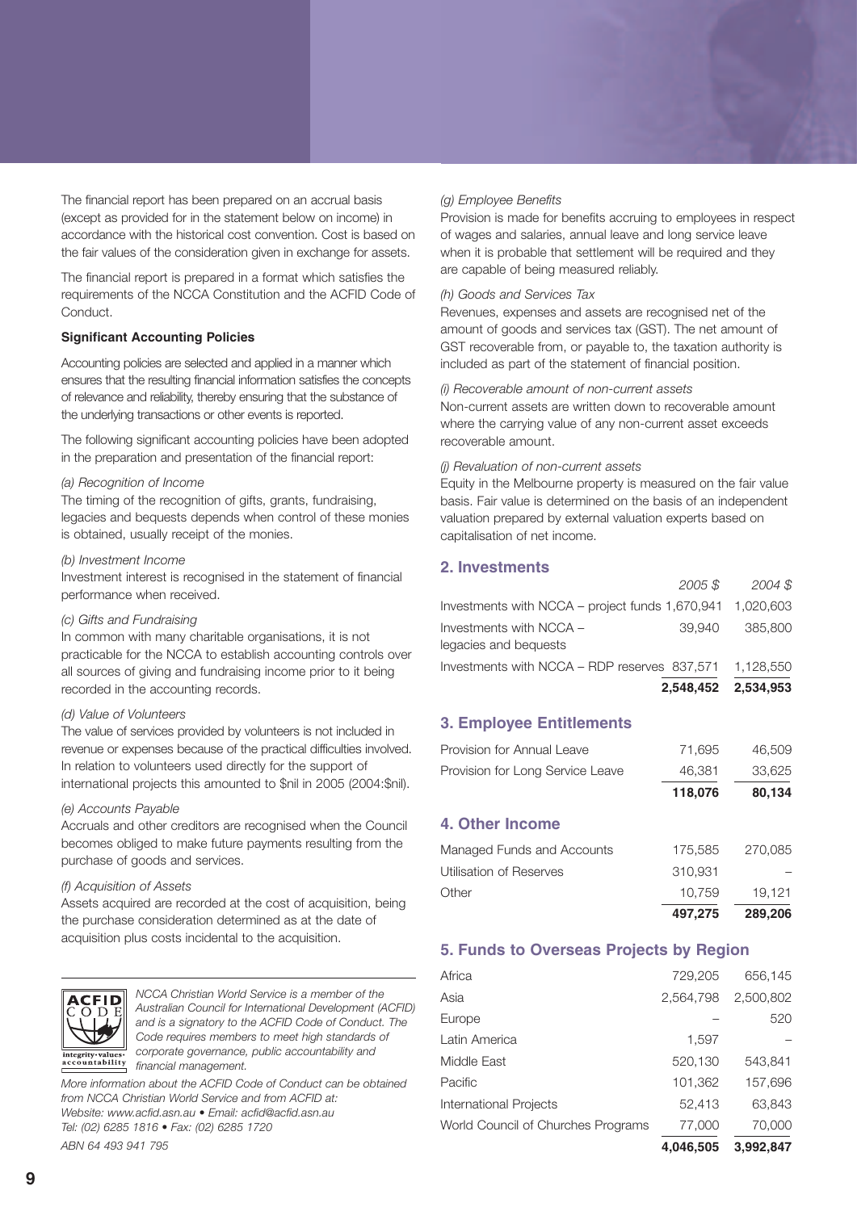The financial report has been prepared on an accrual basis (except as provided for in the statement below on income) in accordance with the historical cost convention. Cost is based on the fair values of the consideration given in exchange for assets.

The financial report is prepared in a format which satisfies the requirements of the NCCA Constitution and the ACFID Code of Conduct.

**Significant Accounting Policies**

Accounting policies are selected and applied in a manner which ensures that the resulting financial information satisfies the concepts of relevance and reliability, thereby ensuring that the substance of the underlying transactions or other events is reported.

The following significant accounting policies have been adopted in the preparation and presentation of the financial report:

*(a) Recognition of Income*

The timing of the recognition of gifts, grants, fundraising, legacies and bequests depends when control of these monies is obtained, usually receipt of the monies.

*(b) Investment Income*

Investment interest is recognised in the statement of financial performance when received.

*(c) Gifts and Fundraising*

In common with many charitable organisations, it is not practicable for the NCCA to establish accounting controls over all sources of giving and fundraising income prior to it being recorded in the accounting records.

*(d) Value of Volunteers*

The value of services provided by volunteers is not included in revenue or expenses because of the practical difficulties involved. In relation to volunteers used directly for the support of international projects this amounted to $nil in 2005 (2004:$nil).

*(e) Accounts Payable*

Accruals and other creditors are recognised when the Council becomes obliged to make future payments resulting from the purchase of goods and services.

*(f) Acquisition of Assets*

Assets acquired are recorded at the cost of acquisition, being the purchase consideration determined as at the date of acquisition plus costs incidental to the acquisition.

*NCCA Christian World Service is a member of the Australian Council for International Development (ACFID) and is a signatory to the ACFID Code of Conduct. The Code requires members to meet high standards of corporate governance, public accountability and financial management.*

*More information about the ACFID Code of Conduct can be obtained from NCCA Christian World Service and from ACFID at:*
*Website: www.acfid.asn.au • Email: acfid@acfid.asn.au*
*Tel: (02) 6285 1816 • Fax: (02) 6285 1720*

*ABN 64 493 941 795*

*(g) Employee Benefits*

Provision is made for benefits accruing to employees in respect of wages and salaries, annual leave and long service leave when it is probable that settlement will be required and they are capable of being measured reliably.

*(h) Goods and Services Tax*

Revenues, expenses and assets are recognised net of the amount of goods and services tax (GST). The net amount of GST recoverable from, or payable to, the taxation authority is included as part of the statement of financial position.

*(i) Recoverable amount of non-current assets*

Non-current assets are written down to recoverable amount where the carrying value of any non-current asset exceeds recoverable amount.

*(j) Revaluation of non-current assets*

Equity in the Melbourne property is measured on the fair value basis. Fair value is determined on the basis of an independent valuation prepared by external valuation experts based on capitalisation of net income.

## 2. Investments

| | *2005 $* | *2004 $* |
|---|---|---|
| Investments with NCCA – project funds | 1,670,941 | 1,020,603 |
| Investments with NCCA – legacies and bequests | 39,940 | 385,800 |
| Investments with NCCA – RDP reserves | 837,571 | 1,128,550 |
| | **2,548,452** | **2,534,953** |

## 3. Employee Entitlements

| | | |
|---|---|---|
| Provision for Annual Leave | 71,695 | 46,509 |
| Provision for Long Service Leave | 46,381 | 33,625 |
| | **118,076** | **80,134** |

## 4. Other Income

| | | |
|---|---|---|
| Managed Funds and Accounts | 175,585 | 270,085 |
| Utilisation of Reserves | 310,931 | – |
| Other | 10,759 | 19,121 |
| | **497,275** | **289,206** |

## 5. Funds to Overseas Projects by Region

| | | |
|---|---|---|
| Africa | 729,205 | 656,145 |
| Asia | 2,564,798 | 2,500,802 |
| Europe | – | 520 |
| Latin America | 1,597 | – |
| Middle East | 520,130 | 543,841 |
| Pacific | 101,362 | 157,696 |
| International Projects | 52,413 | 63,843 |
| World Council of Churches Programs | 77,000 | 70,000 |
| | **4,046,505** | **3,992,847** |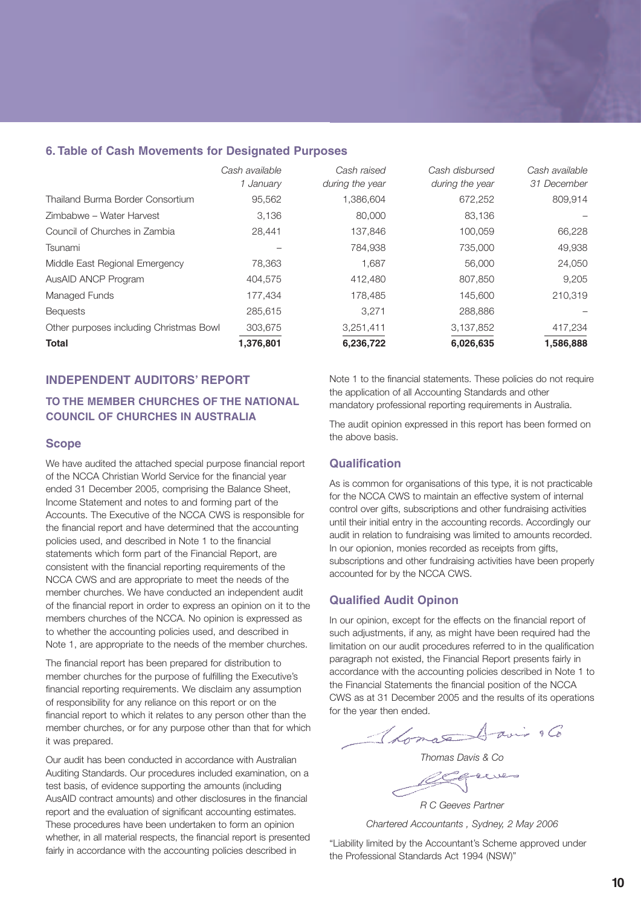## 6. Table of Cash Movements for Designated Purposes

| | *Cash available 1 January* | *Cash raised during the year* | *Cash disbursed during the year* | *Cash available 31 December* |
|---|---|---|---|---|
| Thailand Burma Border Consortium | 95,562 | 1,386,604 | 672,252 | 809,914 |
| Zimbabwe – Water Harvest | 3,136 | 80,000 | 83,136 | – |
| Council of Churches in Zambia | 28,441 | 137,846 | 100,059 | 66,228 |
| Tsunami | – | 784,938 | 735,000 | 49,938 |
| Middle East Regional Emergency | 78,363 | 1,687 | 56,000 | 24,050 |
| AusAID ANCP Program | 404,575 | 412,480 | 807,850 | 9,205 |
| Managed Funds | 177,434 | 178,485 | 145,600 | 210,319 |
| Bequests | 285,615 | 3,271 | 288,886 | – |
| Other purposes including Christmas Bowl | 303,675 | 3,251,411 | 3,137,852 | 417,234 |
| **Total** | **1,376,801** | **6,236,722** | **6,026,635** | **1,586,888** |

## INDEPENDENT AUDITORS' REPORT

### TO THE MEMBER CHURCHES OF THE NATIONAL COUNCIL OF CHURCHES IN AUSTRALIA

### Scope

We have audited the attached special purpose financial report of the NCCA Christian World Service for the financial year ended 31 December 2005, comprising the Balance Sheet, Income Statement and notes to and forming part of the Accounts. The Executive of the NCCA CWS is responsible for the financial report and have determined that the accounting policies used, and described in Note 1 to the financial statements which form part of the Financial Report, are consistent with the financial reporting requirements of the NCCA CWS and are appropriate to meet the needs of the member churches. We have conducted an independent audit of the financial report in order to express an opinion on it to the members churches of the NCCA. No opinion is expressed as to whether the accounting policies used, and described in Note 1, are appropriate to the needs of the member churches.

The financial report has been prepared for distribution to member churches for the purpose of fulfilling the Executive's financial reporting requirements. We disclaim any assumption of responsibility for any reliance on this report or on the financial report to which it relates to any person other than the member churches, or for any purpose other than that for which it was prepared.

Our audit has been conducted in accordance with Australian Auditing Standards. Our procedures included examination, on a test basis, of evidence supporting the amounts (including AusAID contract amounts) and other disclosures in the financial report and the evaluation of significant accounting estimates. These procedures have been undertaken to form an opinion whether, in all material respects, the financial report is presented fairly in accordance with the accounting policies described in Note 1 to the financial statements. These policies do not require the application of all Accounting Standards and other mandatory professional reporting requirements in Australia.

The audit opinion expressed in this report has been formed on the above basis.

### Qualification

As is common for organisations of this type, it is not practicable for the NCCA CWS to maintain an effective system of internal control over gifts, subscriptions and other fundraising activities until their initial entry in the accounting records. Accordingly our audit in relation to fundraising was limited to amounts recorded. In our opionion, monies recorded as receipts from gifts, subscriptions and other fundraising activities have been properly accounted for by the NCCA CWS.

### Qualified Audit Opinon

In our opinion, except for the effects on the financial report of such adjustments, if any, as might have been required had the limitation on our audit procedures referred to in the qualification paragraph not existed, the Financial Report presents fairly in accordance with the accounting policies described in Note 1 to the Financial Statements the financial position of the NCCA CWS as at 31 December 2005 and the results of its operations for the year then ended.

*Thomas Davis & Co*

*R C Geeves Partner*

*Chartered Accountants , Sydney, 2 May 2006*

"Liability limited by the Accountant's Scheme approved under the Professional Standards Act 1994 (NSW)"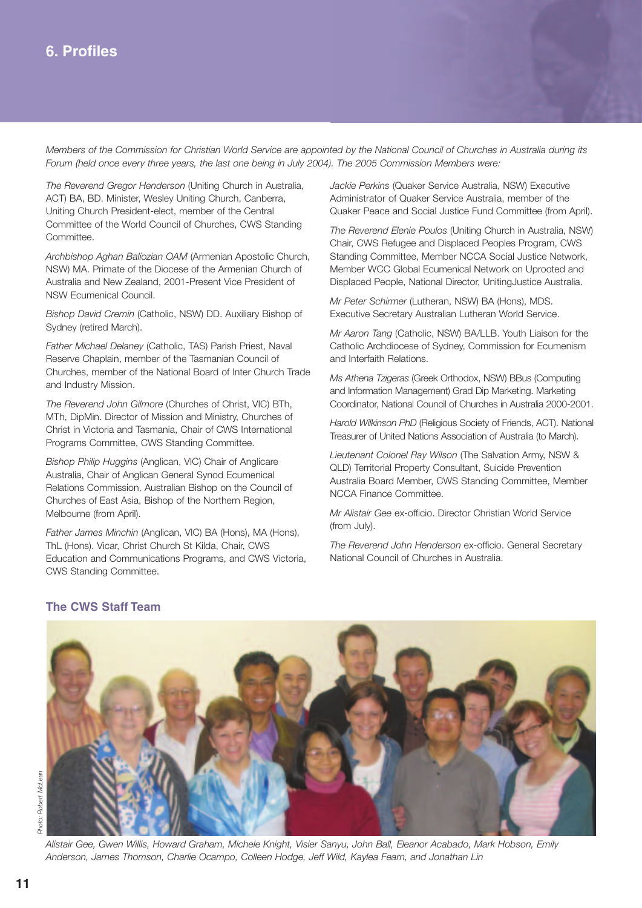# 6. Profiles

*Members of the Commission for Christian World Service are appointed by the National Council of Churches in Australia during its Forum (held once every three years, the last one being in July 2004). The 2005 Commission Members were:*

*The Reverend Gregor Henderson* (Uniting Church in Australia, ACT) BA, BD. Minister, Wesley Uniting Church, Canberra, Uniting Church President-elect, member of the Central Committee of the World Council of Churches, CWS Standing Committee.

*Archbishop Aghan Baliozian OAM* (Armenian Apostolic Church, NSW) MA. Primate of the Diocese of the Armenian Church of Australia and New Zealand, 2001-Present Vice President of NSW Ecumenical Council.

*Bishop David Cremin* (Catholic, NSW) DD. Auxiliary Bishop of Sydney (retired March).

*Father Michael Delaney* (Catholic, TAS) Parish Priest, Naval Reserve Chaplain, member of the Tasmanian Council of Churches, member of the National Board of Inter Church Trade and Industry Mission.

*The Reverend John Gilmore* (Churches of Christ, VIC) BTh, MTh, DipMin. Director of Mission and Ministry, Churches of Christ in Victoria and Tasmania, Chair of CWS International Programs Committee, CWS Standing Committee.

*Bishop Philip Huggins* (Anglican, VIC) Chair of Anglicare Australia, Chair of Anglican General Synod Ecumenical Relations Commission, Australian Bishop on the Council of Churches of East Asia, Bishop of the Northern Region, Melbourne (from April).

*Father James Minchin* (Anglican, VIC) BA (Hons), MA (Hons), ThL (Hons). Vicar, Christ Church St Kilda, Chair, CWS Education and Communications Programs, and CWS Victoria, CWS Standing Committee.

*Jackie Perkins* (Quaker Service Australia, NSW) Executive Administrator of Quaker Service Australia, member of the Quaker Peace and Social Justice Fund Committee (from April).

*The Reverend Elenie Poulos* (Uniting Church in Australia, NSW) Chair, CWS Refugee and Displaced Peoples Program, CWS Standing Committee, Member NCCA Social Justice Network, Member WCC Global Ecumenical Network on Uprooted and Displaced People, National Director, UnitingJustice Australia.

*Mr Peter Schirmer* (Lutheran, NSW) BA (Hons), MDS. Executive Secretary Australian Lutheran World Service.

*Mr Aaron Tang* (Catholic, NSW) BA/LLB. Youth Liaison for the Catholic Archdiocese of Sydney, Commission for Ecumenism and Interfaith Relations.

*Ms Athena Tzigeras* (Greek Orthodox, NSW) BBus (Computing and Information Management) Grad Dip Marketing. Marketing Coordinator, National Council of Churches in Australia 2000-2001.

*Harold Wilkinson PhD* (Religious Society of Friends, ACT). National Treasurer of United Nations Association of Australia (to March).

*Lieutenant Colonel Ray Wilson* (The Salvation Army, NSW & QLD) Territorial Property Consultant, Suicide Prevention Australia Board Member, CWS Standing Committee, Member NCCA Finance Committee.

*Mr Alistair Gee* ex-officio. Director Christian World Service (from July).

*The Reverend John Henderson* ex-officio. General Secretary National Council of Churches in Australia.

## The CWS Staff Team

*Photo: Robert McLean*

*Alistair Gee, Gwen Willis, Howard Graham, Michele Knight, Visier Sanyu, John Ball, Eleanor Acabado, Mark Hobson, Emily Anderson, James Thomson, Charlie Ocampo, Colleen Hodge, Jeff Wild, Kaylea Fearn, and Jonathan Lin*